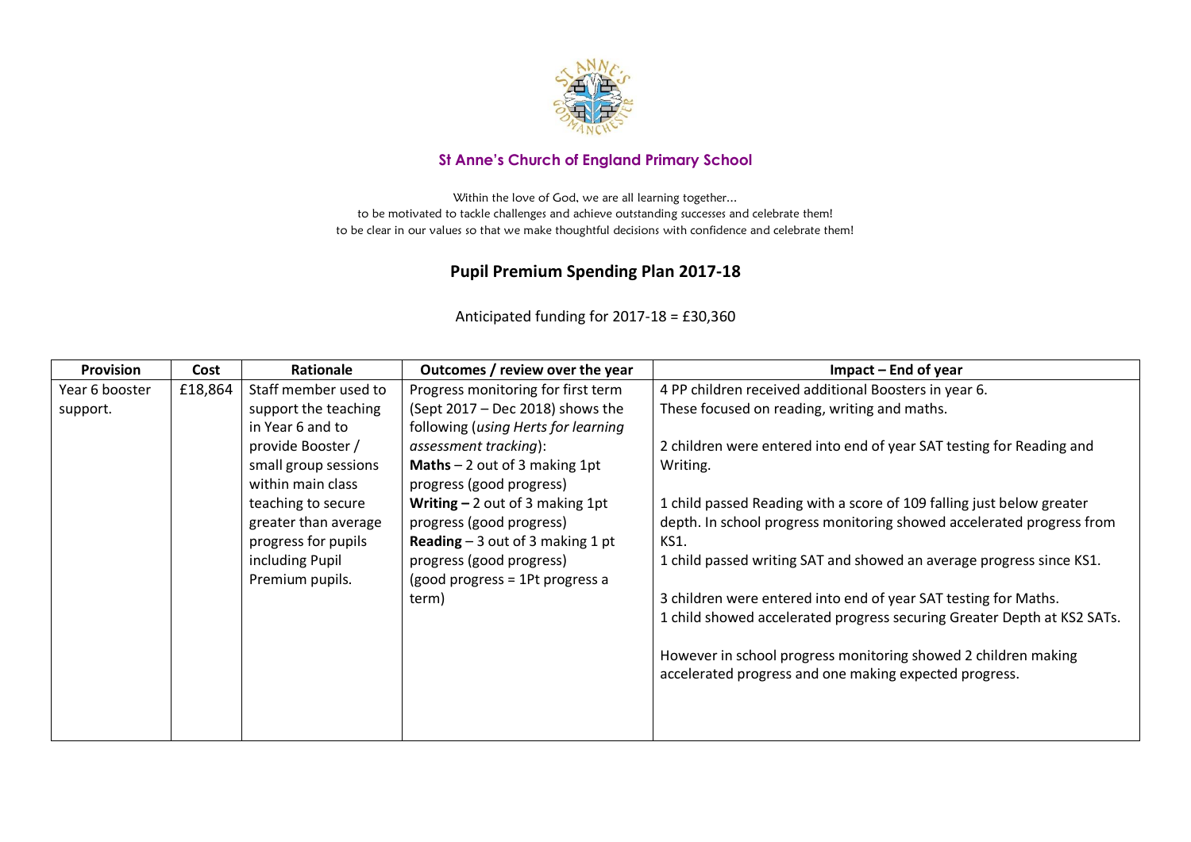**St Anne's Church of England Primary School**

Within the love of God, we are all learning together...
to be motivated to tackle challenges and achieve outstanding successes and celebrate them!
to be clear in our values so that we make thoughtful decisions with confidence and celebrate them!

# Pupil Premium Spending Plan 2017-18

Anticipated funding for 2017-18 = £30,360

| Provision | Cost | Rationale | Outcomes / review over the year | Impact – End of year |
|---|---|---|---|---|
| Year 6 booster support. | £18,864 | Staff member used to support the teaching in Year 6 and to provide Booster / small group sessions within main class teaching to secure greater than average progress for pupils including Pupil Premium pupils. | Progress monitoring for first term (Sept 2017 – Dec 2018) shows the following (*using Herts for learning assessment tracking*):<br>**Maths** – 2 out of 3 making 1pt progress (good progress)<br>**Writing –** 2 out of 3 making 1pt progress (good progress)<br>**Reading** – 3 out of 3 making 1 pt progress (good progress)<br>(good progress = 1Pt progress a term) | 4 PP children received additional Boosters in year 6.<br>These focused on reading, writing and maths.<br><br>2 children were entered into end of year SAT testing for Reading and Writing.<br><br>1 child passed Reading with a score of 109 falling just below greater depth. In school progress monitoring showed accelerated progress from KS1.<br>1 child passed writing SAT and showed an average progress since KS1.<br><br>3 children were entered into end of year SAT testing for Maths.<br>1 child showed accelerated progress securing Greater Depth at KS2 SATs.<br><br>However in school progress monitoring showed 2 children making accelerated progress and one making expected progress. |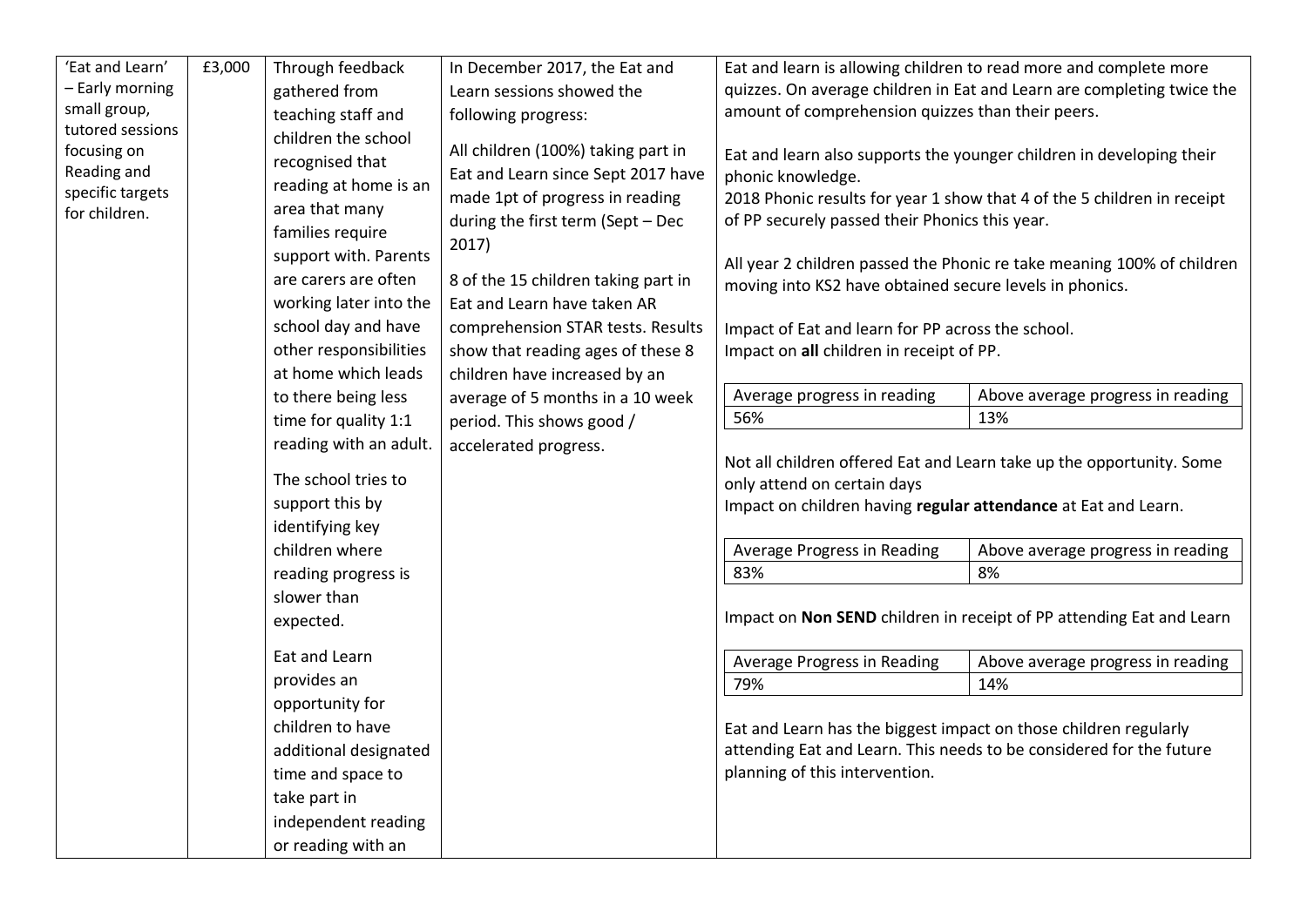| 'Eat and Learn' – Early morning small group, tutored sessions focusing on Reading and specific targets for children. | £3,000 | Through feedback gathered from teaching staff and children the school recognised that reading at home is an area that many families require support with. Parents are carers are often working later into the school day and have other responsibilities at home which leads to there being less time for quality 1:1 reading with an adult.<br><br>The school tries to support this by identifying key children where reading progress is slower than expected.<br><br>Eat and Learn provides an opportunity for children to have additional designated time and space to take part in independent reading or reading with an | In December 2017, the Eat and Learn sessions showed the following progress:<br><br>All children (100%) taking part in Eat and Learn since Sept 2017 have made 1pt of progress in reading during the first term (Sept – Dec 2017)<br><br>8 of the 15 children taking part in Eat and Learn have taken AR comprehension STAR tests. Results show that reading ages of these 8 children have increased by an average of 5 months in a 10 week period. This shows good / accelerated progress. | Eat and learn is allowing children to read more and complete more quizzes. On average children in Eat and Learn are completing twice the amount of comprehension quizzes than their peers.<br><br>Eat and learn also supports the younger children in developing their phonic knowledge.<br>2018 Phonic results for year 1 show that 4 of the 5 children in receipt of PP securely passed their Phonics this year.<br><br>All year 2 children passed the Phonic re take meaning 100% of children moving into KS2 have obtained secure levels in phonics.<br><br>Impact of Eat and learn for PP across the school.<br>Impact on **all** children in receipt of PP.<br><br>Average progress in reading: 56% \| Above average progress in reading: 13%<br><br>Not all children offered Eat and Learn take up the opportunity. Some only attend on certain days<br>Impact on children having **regular attendance** at Eat and Learn.<br><br>Average Progress in Reading: 83% \| Above average progress in reading: 8%<br><br>Impact on **Non SEND** children in receipt of PP attending Eat and Learn<br><br>Average Progress in Reading: 79% \| Above average progress in reading: 14%<br><br>Eat and Learn has the biggest impact on those children regularly attending Eat and Learn. This needs to be considered for the future planning of this intervention. |
|---|---|---|---|---|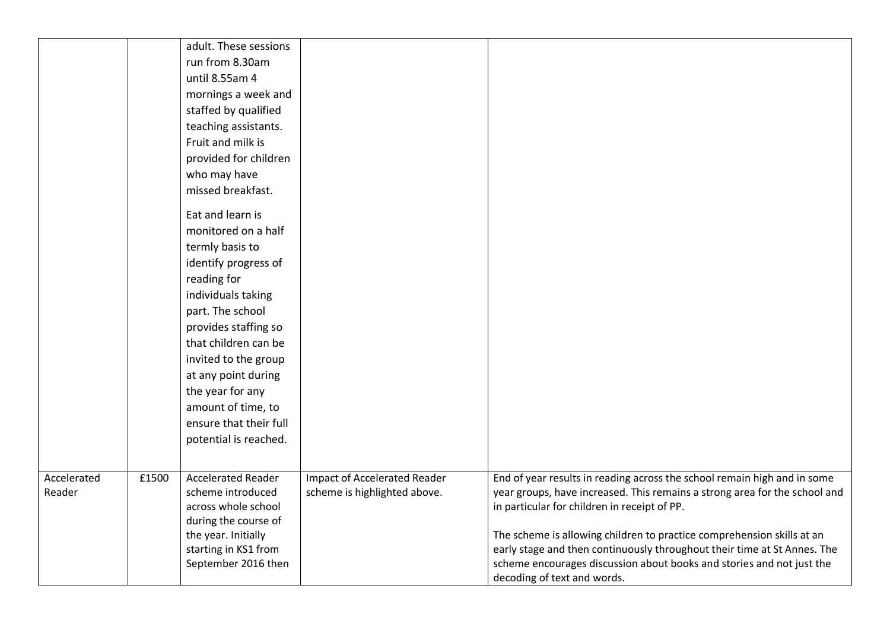|  |  |  |  |  |
|---|---|---|---|---|
|  |  | adult. These sessions run from 8.30am until 8.55am 4 mornings a week and staffed by qualified teaching assistants. Fruit and milk is provided for children who may have missed breakfast.<br><br>Eat and learn is monitored on a half termly basis to identify progress of reading for individuals taking part. The school provides staffing so that children can be invited to the group at any point during the year for any amount of time, to ensure that their full potential is reached. |  |  |
| Accelerated Reader | £1500 | Accelerated Reader scheme introduced across whole school during the course of the year. Initially starting in KS1 from September 2016 then | Impact of Accelerated Reader scheme is highlighted above. | End of year results in reading across the school remain high and in some year groups, have increased. This remains a strong area for the school and in particular for children in receipt of PP.<br><br>The scheme is allowing children to practice comprehension skills at an early stage and then continuously throughout their time at St Annes. The scheme encourages discussion about books and stories and not just the decoding of text and words. |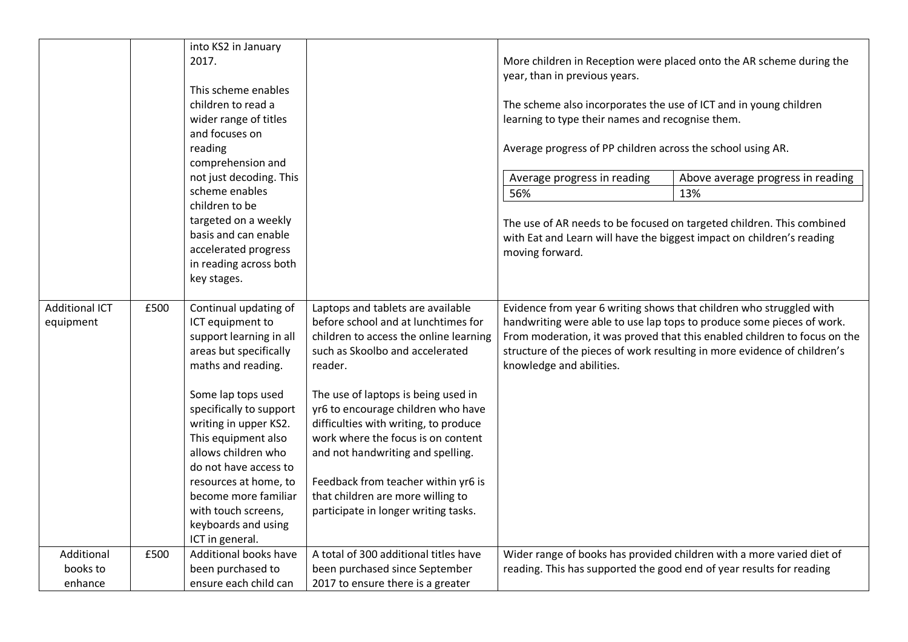| | | | | |
|---|---|---|---|---|
| | | into KS2 in January 2017.<br><br>This scheme enables children to read a wider range of titles and focuses on reading comprehension and not just decoding. This scheme enables children to be targeted on a weekly basis and can enable accelerated progress in reading across both key stages. | | More children in Reception were placed onto the AR scheme during the year, than in previous years.<br><br>The scheme also incorporates the use of ICT and in young children learning to type their names and recognise them.<br><br>Average progress of PP children across the school using AR.<br><br>Average progress in reading: 56% / Above average progress in reading: 13%<br><br>The use of AR needs to be focused on targeted children. This combined with Eat and Learn will have the biggest impact on children's reading moving forward. |
| Additional ICT equipment | £500 | Continual updating of ICT equipment to support learning in all areas but specifically maths and reading.<br><br>Some lap tops used specifically to support writing in upper KS2. This equipment also allows children who do not have access to resources at home, to become more familiar with touch screens, keyboards and using ICT in general. | Laptops and tablets are available before school and at lunchtimes for children to access the online learning such as Skoolbo and accelerated reader.<br><br>The use of laptops is being used in yr6 to encourage children who have difficulties with writing, to produce work where the focus is on content and not handwriting and spelling.<br><br>Feedback from teacher within yr6 is that children are more willing to participate in longer writing tasks. | Evidence from year 6 writing shows that children who struggled with handwriting were able to use lap tops to produce some pieces of work. From moderation, it was proved that this enabled children to focus on the structure of the pieces of work resulting in more evidence of children's knowledge and abilities. |
| Additional books to enhance | £500 | Additional books have been purchased to ensure each child can | A total of 300 additional titles have been purchased since September 2017 to ensure there is a greater | Wider range of books has provided children with a more varied diet of reading. This has supported the good end of year results for reading |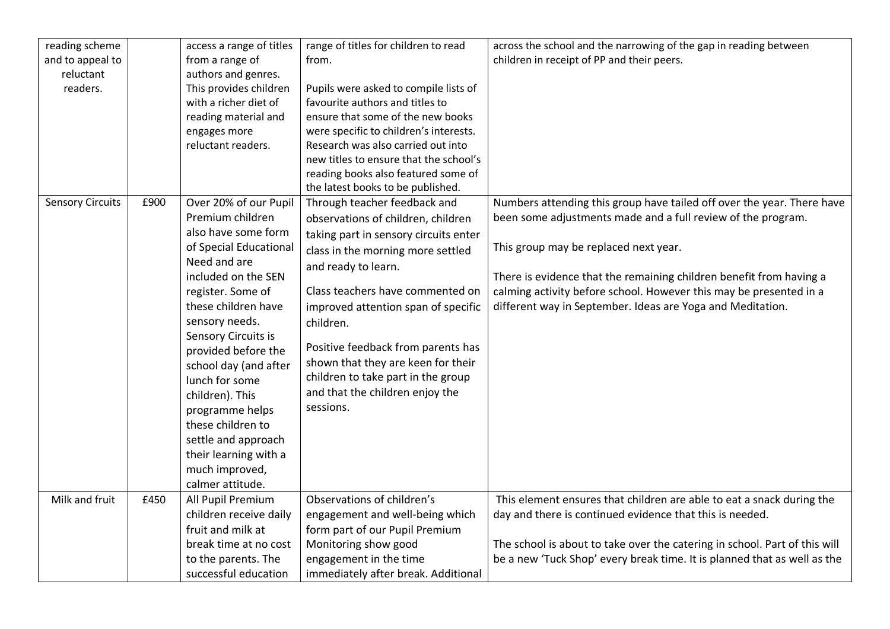| reading scheme and to appeal to reluctant readers. | | access a range of titles from a range of authors and genres. This provides children with a richer diet of reading material and engages more reluctant readers. | range of titles for children to read from.<br><br>Pupils were asked to compile lists of favourite authors and titles to ensure that some of the new books were specific to children's interests. Research was also carried out into new titles to ensure that the school's reading books also featured some of the latest books to be published. | across the school and the narrowing of the gap in reading between children in receipt of PP and their peers. |
|---|---|---|---|---|
| Sensory Circuits | £900 | Over 20% of our Pupil Premium children also have some form of Special Educational Need and are included on the SEN register. Some of these children have sensory needs. Sensory Circuits is provided before the school day (and after lunch for some children). This programme helps these children to settle and approach their learning with a much improved, calmer attitude. | Through teacher feedback and observations of children, children taking part in sensory circuits enter class in the morning more settled and ready to learn.<br><br>Class teachers have commented on improved attention span of specific children.<br><br>Positive feedback from parents has shown that they are keen for their children to take part in the group and that the children enjoy the sessions. | Numbers attending this group have tailed off over the year. There have been some adjustments made and a full review of the program.<br><br>This group may be replaced next year.<br><br>There is evidence that the remaining children benefit from having a calming activity before school. However this may be presented in a different way in September. Ideas are Yoga and Meditation. |
| Milk and fruit | £450 | All Pupil Premium children receive daily fruit and milk at break time at no cost to the parents. The successful education | Observations of children's engagement and well-being which form part of our Pupil Premium Monitoring show good engagement in the time immediately after break. Additional | This element ensures that children are able to eat a snack during the day and there is continued evidence that this is needed.<br><br>The school is about to take over the catering in school. Part of this will be a new 'Tuck Shop' every break time. It is planned that as well as the |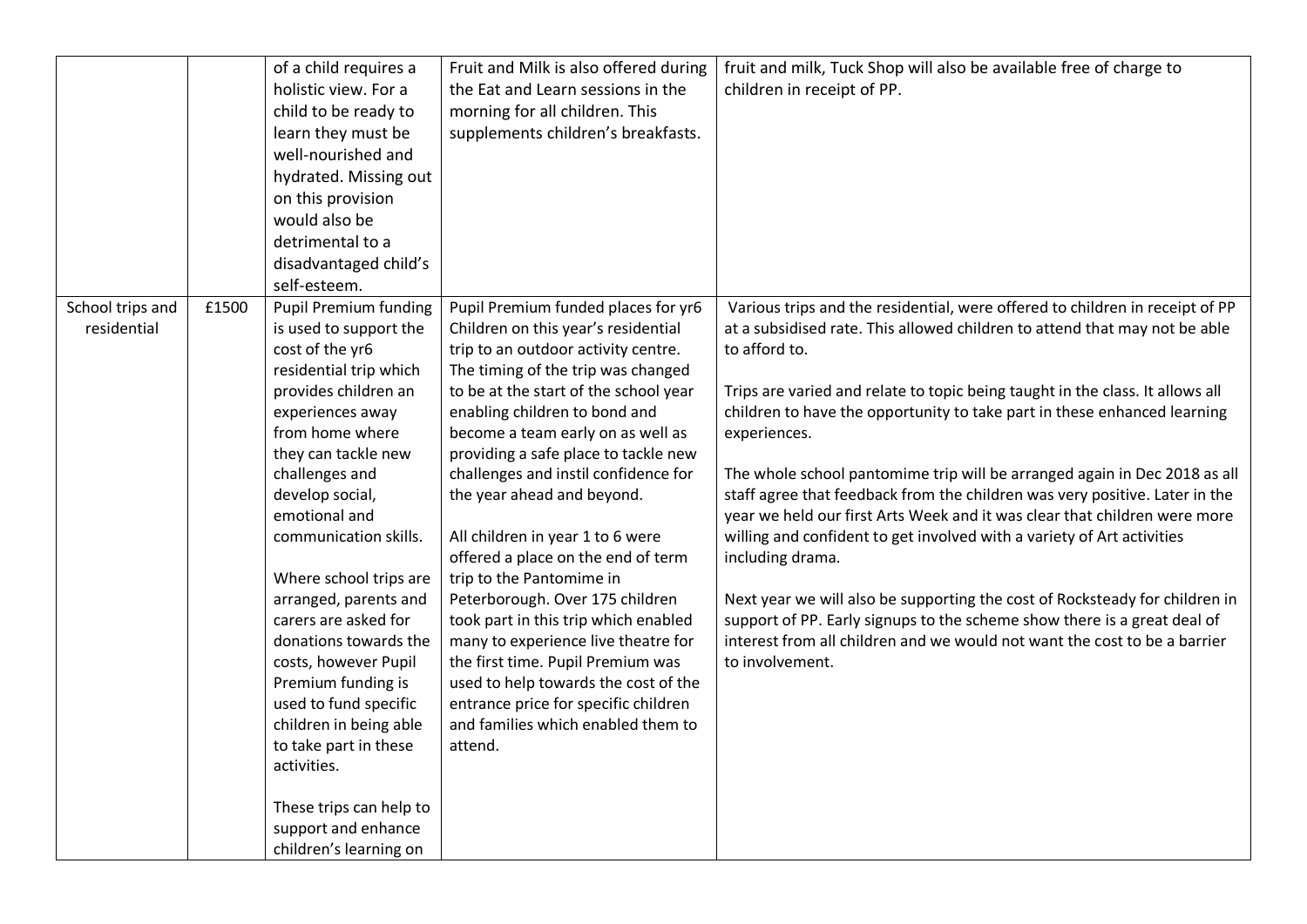| | | | | |
|---|---|---|---|---|
| | | of a child requires a holistic view. For a child to be ready to learn they must be well-nourished and hydrated. Missing out on this provision would also be detrimental to a disadvantaged child's self-esteem. | Fruit and Milk is also offered during the Eat and Learn sessions in the morning for all children. This supplements children's breakfasts. | fruit and milk, Tuck Shop will also be available free of charge to children in receipt of PP. |
| School trips and residential | £1500 | Pupil Premium funding is used to support the cost of the yr6 residential trip which provides children an experiences away from home where they can tackle new challenges and develop social, emotional and communication skills.<br><br>Where school trips are arranged, parents and carers are asked for donations towards the costs, however Pupil Premium funding is used to fund specific children in being able to take part in these activities.<br><br>These trips can help to support and enhance children's learning on | Pupil Premium funded places for yr6 Children on this year's residential trip to an outdoor activity centre. The timing of the trip was changed to be at the start of the school year enabling children to bond and become a team early on as well as providing a safe place to tackle new challenges and instil confidence for the year ahead and beyond.<br><br>All children in year 1 to 6 were offered a place on the end of term trip to the Pantomime in Peterborough. Over 175 children took part in this trip which enabled many to experience live theatre for the first time. Pupil Premium was used to help towards the cost of the entrance price for specific children and families which enabled them to attend. | Various trips and the residential, were offered to children in receipt of PP at a subsidised rate. This allowed children to attend that may not be able to afford to.<br><br>Trips are varied and relate to topic being taught in the class. It allows all children to have the opportunity to take part in these enhanced learning experiences.<br><br>The whole school pantomime trip will be arranged again in Dec 2018 as all staff agree that feedback from the children was very positive. Later in the year we held our first Arts Week and it was clear that children were more willing and confident to get involved with a variety of Art activities including drama.<br><br>Next year we will also be supporting the cost of Rocksteady for children in support of PP. Early signups to the scheme show there is a great deal of interest from all children and we would not want the cost to be a barrier to involvement. |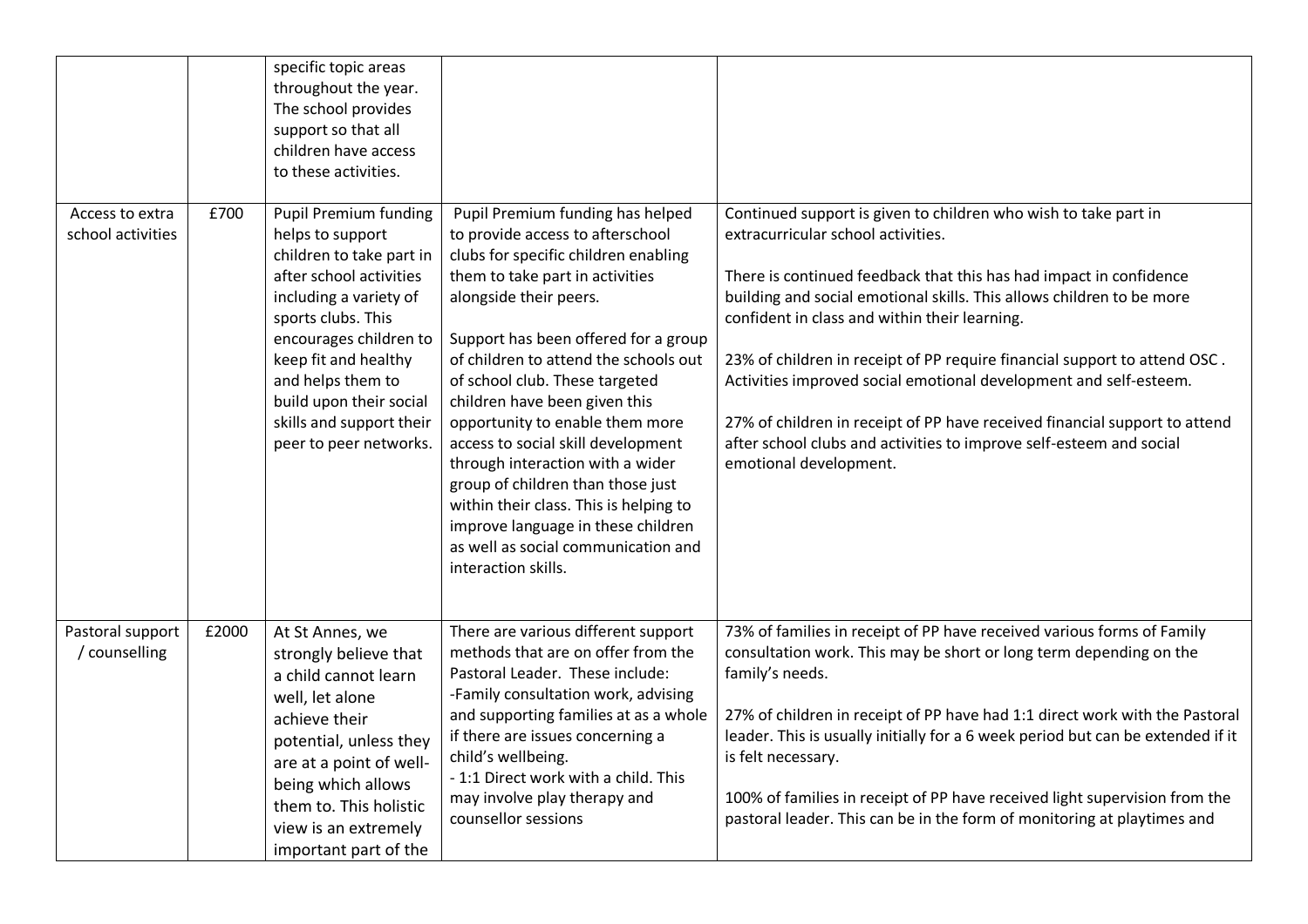| | | | | |
|---|---|---|---|---|
| | | specific topic areas throughout the year. The school provides support so that all children have access to these activities. | | |
| Access to extra school activities | £700 | Pupil Premium funding helps to support children to take part in after school activities including a variety of sports clubs. This encourages children to keep fit and healthy and helps them to build upon their social skills and support their peer to peer networks. | Pupil Premium funding has helped to provide access to afterschool clubs for specific children enabling them to take part in activities alongside their peers.<br><br>Support has been offered for a group of children to attend the schools out of school club. These targeted children have been given this opportunity to enable them more access to social skill development through interaction with a wider group of children than those just within their class. This is helping to improve language in these children as well as social communication and interaction skills. | Continued support is given to children who wish to take part in extracurricular school activities.<br><br>There is continued feedback that this has had impact in confidence building and social emotional skills. This allows children to be more confident in class and within their learning.<br><br>23% of children in receipt of PP require financial support to attend OSC . Activities improved social emotional development and self-esteem.<br><br>27% of children in receipt of PP have received financial support to attend after school clubs and activities to improve self-esteem and social emotional development. |
| Pastoral support / counselling | £2000 | At St Annes, we strongly believe that a child cannot learn well, let alone achieve their potential, unless they are at a point of well-being which allows them to. This holistic view is an extremely important part of the | There are various different support methods that are on offer from the Pastoral Leader. These include:<br>-Family consultation work, advising and supporting families at as a whole if there are issues concerning a child's wellbeing.<br>- 1:1 Direct work with a child. This may involve play therapy and counsellor sessions | 73% of families in receipt of PP have received various forms of Family consultation work. This may be short or long term depending on the family's needs.<br><br>27% of children in receipt of PP have had 1:1 direct work with the Pastoral leader. This is usually initially for a 6 week period but can be extended if it is felt necessary.<br><br>100% of families in receipt of PP have received light supervision from the pastoral leader. This can be in the form of monitoring at playtimes and |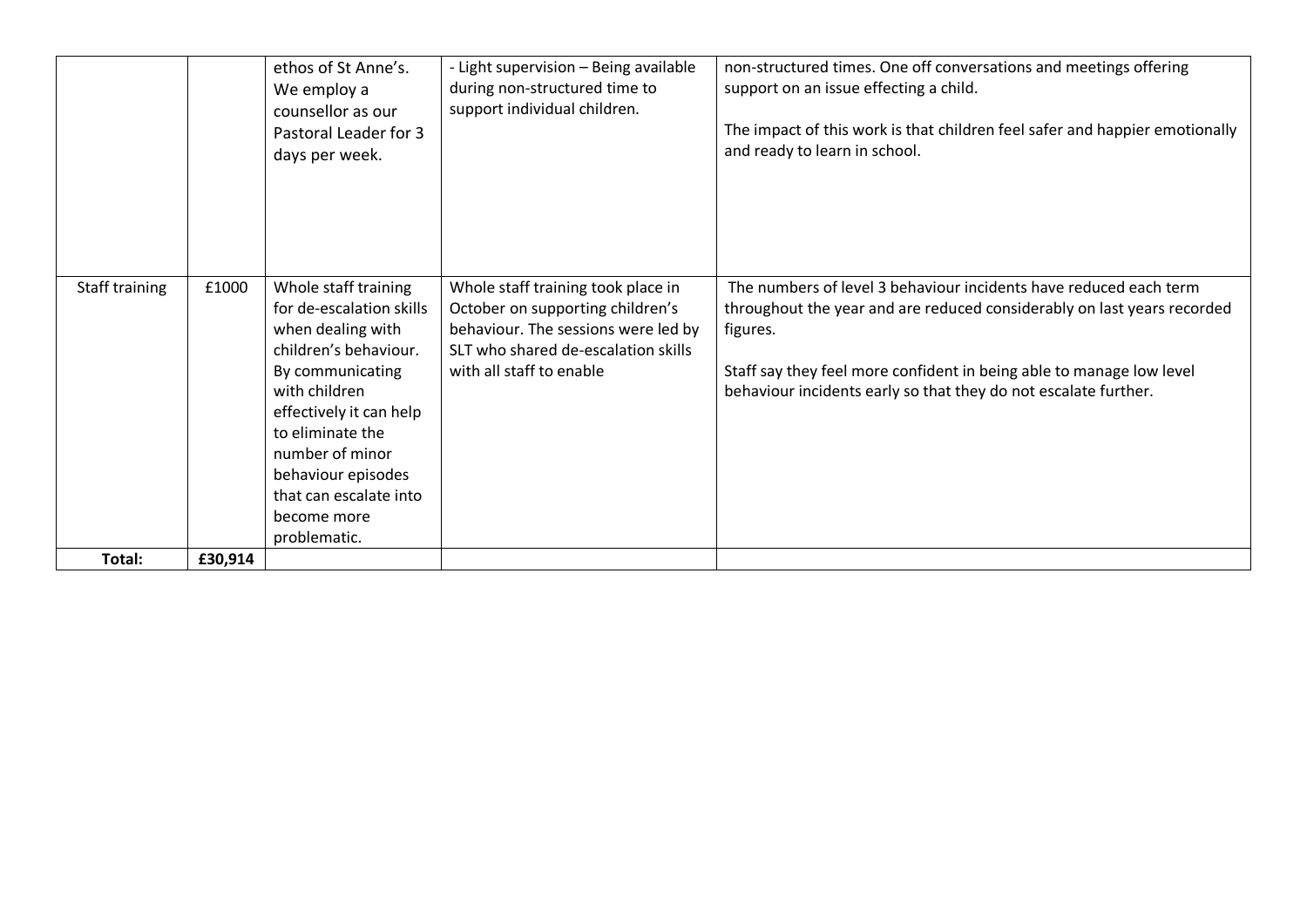| | | | | |
|---|---|---|---|---|
| | | ethos of St Anne's. We employ a counsellor as our Pastoral Leader for 3 days per week. | - Light supervision – Being available during non-structured time to support individual children. | non-structured times. One off conversations and meetings offering support on an issue effecting a child.<br><br>The impact of this work is that children feel safer and happier emotionally and ready to learn in school. |
| Staff training | £1000 | Whole staff training for de-escalation skills when dealing with children's behaviour. By communicating with children effectively it can help to eliminate the number of minor behaviour episodes that can escalate into become more problematic. | Whole staff training took place in October on supporting children's behaviour. The sessions were led by SLT who shared de-escalation skills with all staff to enable | The numbers of level 3 behaviour incidents have reduced each term throughout the year and are reduced considerably on last years recorded figures.<br><br>Staff say they feel more confident in being able to manage low level behaviour incidents early so that they do not escalate further. |
| **Total:** | **£30,914** | | | |